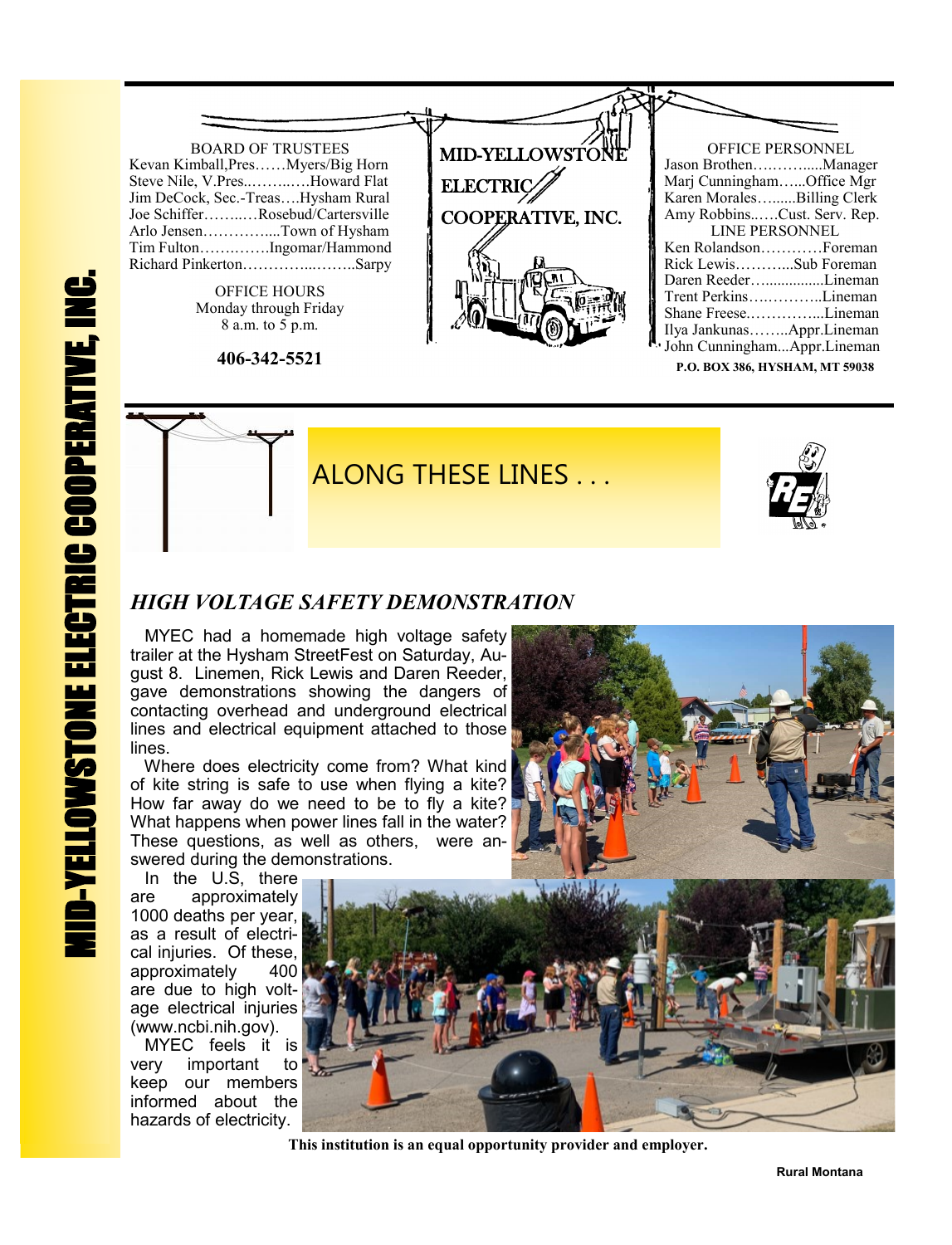# MID-YELLOWSTONE ELECTRIC COOPERATIVE, INC.

**BOARD OF TRUSTEES**

Kevan Kimball,Pres……Myers/Big Horn
Steve Nile, V.Pres..……..…Howard Flat
Jim DeCock, Sec.-Treas….Hysham Rural
Joe Schiffer……..…Rosebud/Cartersville
Arlo Jensen…………....Town of Hysham
Tim Fulton…….…….Ingomar/Hammond
Richard Pinkerton…………...……..Sarpy

**OFFICE HOURS**
Monday through Friday
8 a.m. to 5 p.m.

**406-342-5521**

MID-YELLOWSTONE ELECTRIC COOPERATIVE, INC.

**OFFICE PERSONNEL**

Jason Brothen……….....Manager
Marj Cunningham…...Office Mgr
Karen Morales…......Billing Clerk
Amy Robbins..….Cust. Serv. Rep.

**LINE PERSONNEL**

Ken Rolandson…………Foreman
Rick Lewis………...Sub Foreman
Daren Reeder…..............Lineman
Trent Perkins…..………..Lineman
Shane Freese.…………...Lineman
Ilya Jankunas……..Appr.Lineman
John Cunningham...Appr.Lineman

**P.O. BOX 386, HYSHAM, MT 59038**

## ALONG THESE LINES . . .

### *HIGH VOLTAGE SAFETY DEMONSTRATION*

MYEC had a homemade high voltage safety trailer at the Hysham StreetFest on Saturday, August 8. Linemen, Rick Lewis and Daren Reeder, gave demonstrations showing the dangers of contacting overhead and underground electrical lines and electrical equipment attached to those lines.

Where does electricity come from? What kind of kite string is safe to use when flying a kite? How far away do we need to be to fly a kite? What happens when power lines fall in the water? These questions, as well as others, were answered during the demonstrations.

In the U.S, there are approximately 1000 deaths per year, as a result of electrical injuries. Of these, approximately 400 are due to high voltage electrical injuries (www.ncbi.nih.gov).

MYEC feels it is very important to keep our members informed about the hazards of electricity.

**This institution is an equal opportunity provider and employer.**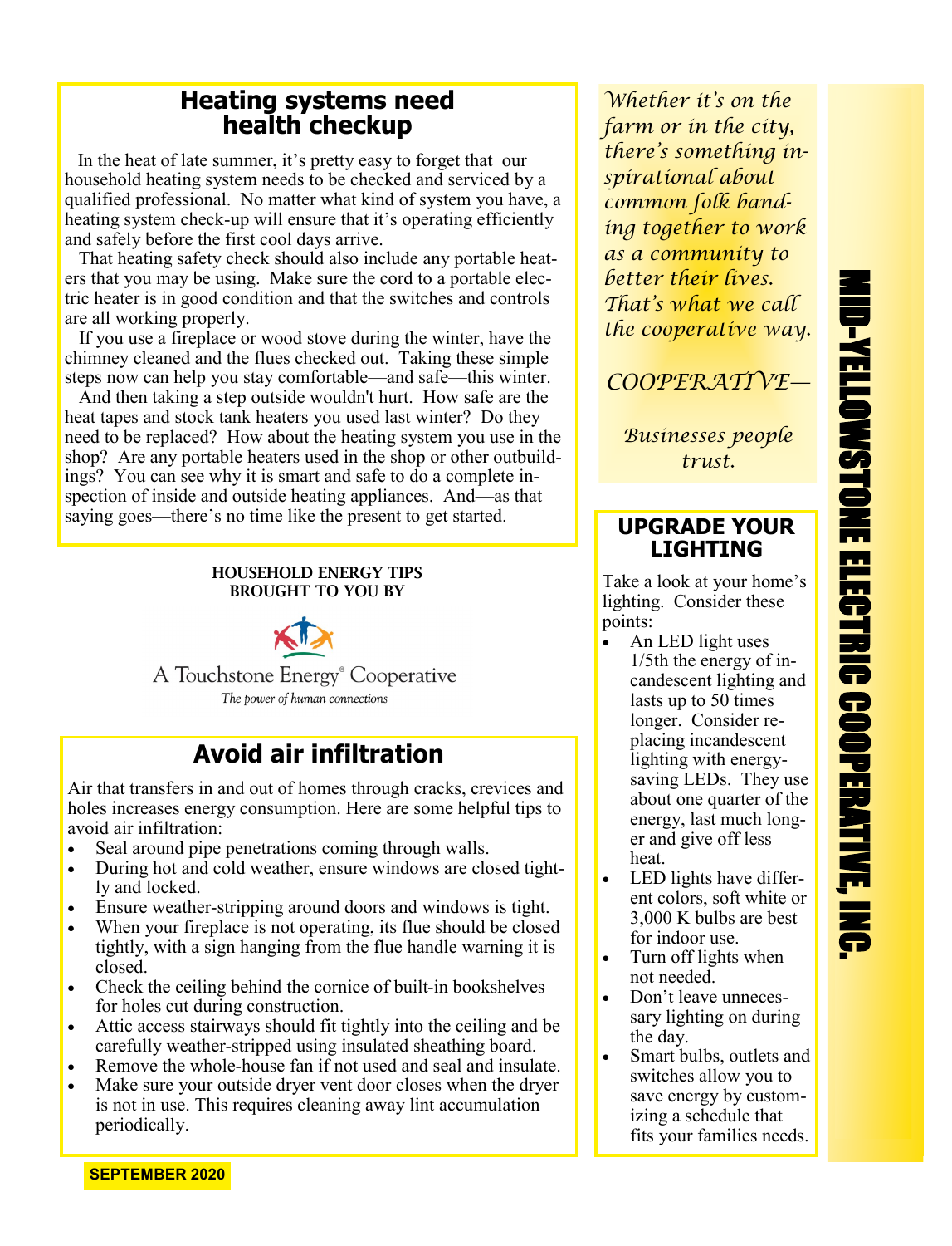## Heating systems need health checkup

In the heat of late summer, it's pretty easy to forget that our household heating system needs to be checked and serviced by a qualified professional. No matter what kind of system you have, a heating system check-up will ensure that it's operating efficiently and safely before the first cool days arrive.

That heating safety check should also include any portable heaters that you may be using. Make sure the cord to a portable electric heater is in good condition and that the switches and controls are all working properly.

If you use a fireplace or wood stove during the winter, have the chimney cleaned and the flues checked out. Taking these simple steps now can help you stay comfortable—and safe—this winter.

And then taking a step outside wouldn't hurt. How safe are the heat tapes and stock tank heaters you used last winter? Do they need to be replaced? How about the heating system you use in the shop? Are any portable heaters used in the shop or other outbuildings? You can see why it is smart and safe to do a complete inspection of inside and outside heating appliances. And—as that saying goes—there's no time like the present to get started.

**HOUSEHOLD ENERGY TIPS BROUGHT TO YOU BY**

A Touchstone Energy® Cooperative

*The power of human connections*

## Avoid air infiltration

Air that transfers in and out of homes through cracks, crevices and holes increases energy consumption. Here are some helpful tips to avoid air infiltration:

- Seal around pipe penetrations coming through walls.
- During hot and cold weather, ensure windows are closed tightly and locked.
- Ensure weather-stripping around doors and windows is tight.
- When your fireplace is not operating, its flue should be closed tightly, with a sign hanging from the flue handle warning it is closed.
- Check the ceiling behind the cornice of built-in bookshelves for holes cut during construction.
- Attic access stairways should fit tightly into the ceiling and be carefully weather-stripped using insulated sheathing board.
- Remove the whole-house fan if not used and seal and insulate.
- Make sure your outside dryer vent door closes when the dryer is not in use. This requires cleaning away lint accumulation periodically.

*Whether it's on the farm or in the city, there's something inspirational about common folk banding together to work as a community to better their lives. That's what we call the cooperative way.*

*COOPERATIVE—*

*Businesses people trust.*

## UPGRADE YOUR LIGHTING

Take a look at your home's lighting. Consider these points:

- An LED light uses 1/5th the energy of incandescent lighting and lasts up to 50 times longer. Consider replacing incandescent lighting with energy-saving LEDs. They use about one quarter of the energy, last much longer and give off less heat.
- LED lights have different colors, soft white or 3,000 K bulbs are best for indoor use.
- Turn off lights when not needed.
- Don't leave unnecessary lighting on during the day.
- Smart bulbs, outlets and switches allow you to save energy by customizing a schedule that fits your families needs.

MID-YELLOWSTONE ELECTRIC COOPERATIVE, INC.

SEPTEMBER 2020